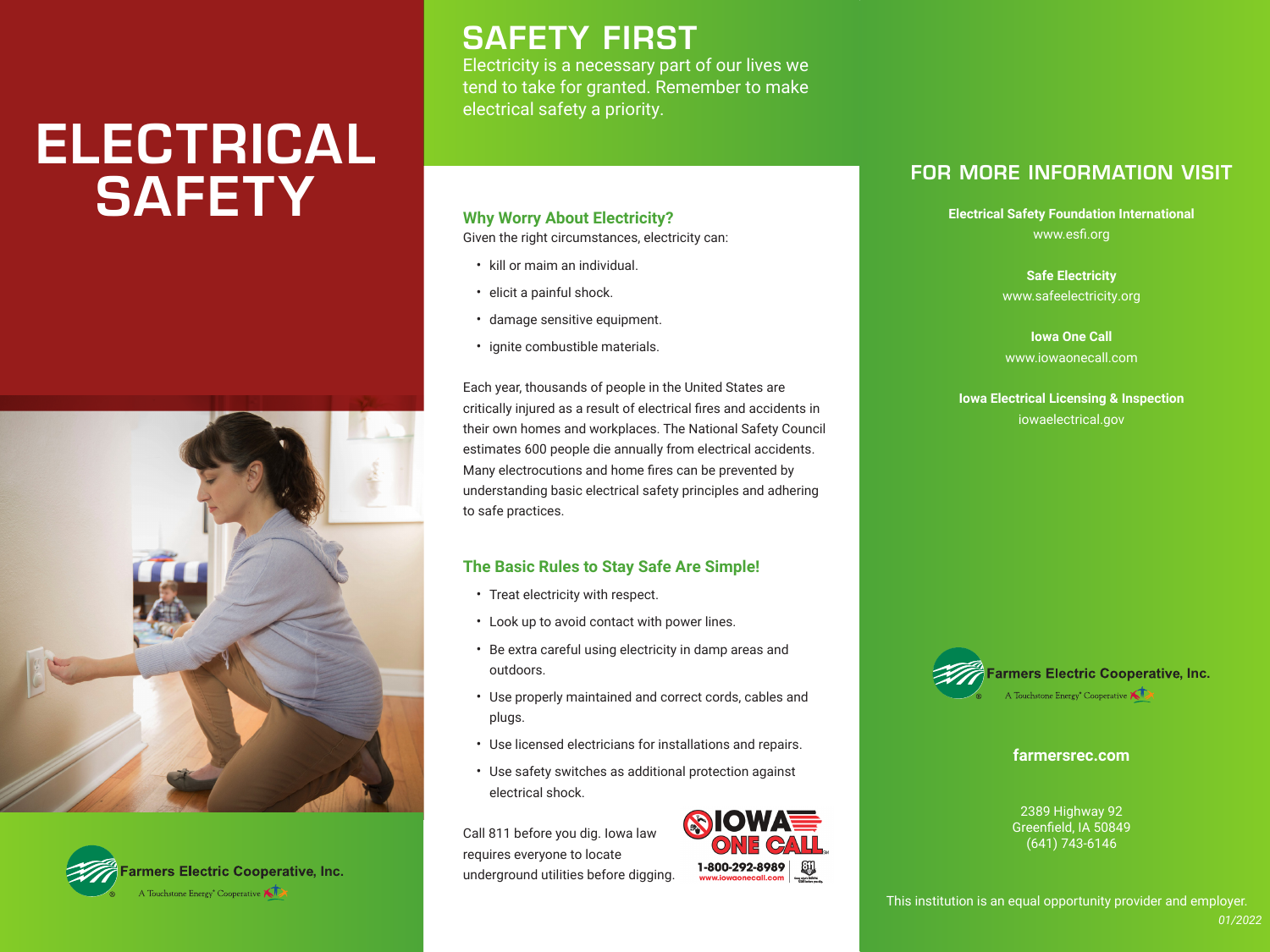# ELECTRICAL SAFETY

Farmers Electric Cooperative, Inc.
A Touchstone Energy® Cooperative

## SAFETY FIRST

Electricity is a necessary part of our lives we tend to take for granted. Remember to make electrical safety a priority.

### Why Worry About Electricity?

Given the right circumstances, electricity can:

- kill or maim an individual.
- elicit a painful shock.
- damage sensitive equipment.
- ignite combustible materials.

Each year, thousands of people in the United States are critically injured as a result of electrical fires and accidents in their own homes and workplaces. The National Safety Council estimates 600 people die annually from electrical accidents. Many electrocutions and home fires can be prevented by understanding basic electrical safety principles and adhering to safe practices.

### The Basic Rules to Stay Safe Are Simple!

- Treat electricity with respect.
- Look up to avoid contact with power lines.
- Be extra careful using electricity in damp areas and outdoors.
- Use properly maintained and correct cords, cables and plugs.
- Use licensed electricians for installations and repairs.
- Use safety switches as additional protection against electrical shock.

Call 811 before you dig. Iowa law requires everyone to locate underground utilities before digging.

IOWA ONE CALL
1-800-292-8989
www.iowaonecall.com

## FOR MORE INFORMATION VISIT

**Electrical Safety Foundation International**
www.esfi.org

**Safe Electricity**
www.safeelectricity.org

**Iowa One Call**
www.iowaonecall.com

**Iowa Electrical Licensing & Inspection**
iowaelectrical.gov

Farmers Electric Cooperative, Inc.
A Touchstone Energy® Cooperative

**farmersrec.com**

2389 Highway 92
Greenfield, IA 50849
(641) 743-6146

This institution is an equal opportunity provider and employer.

*01/2022*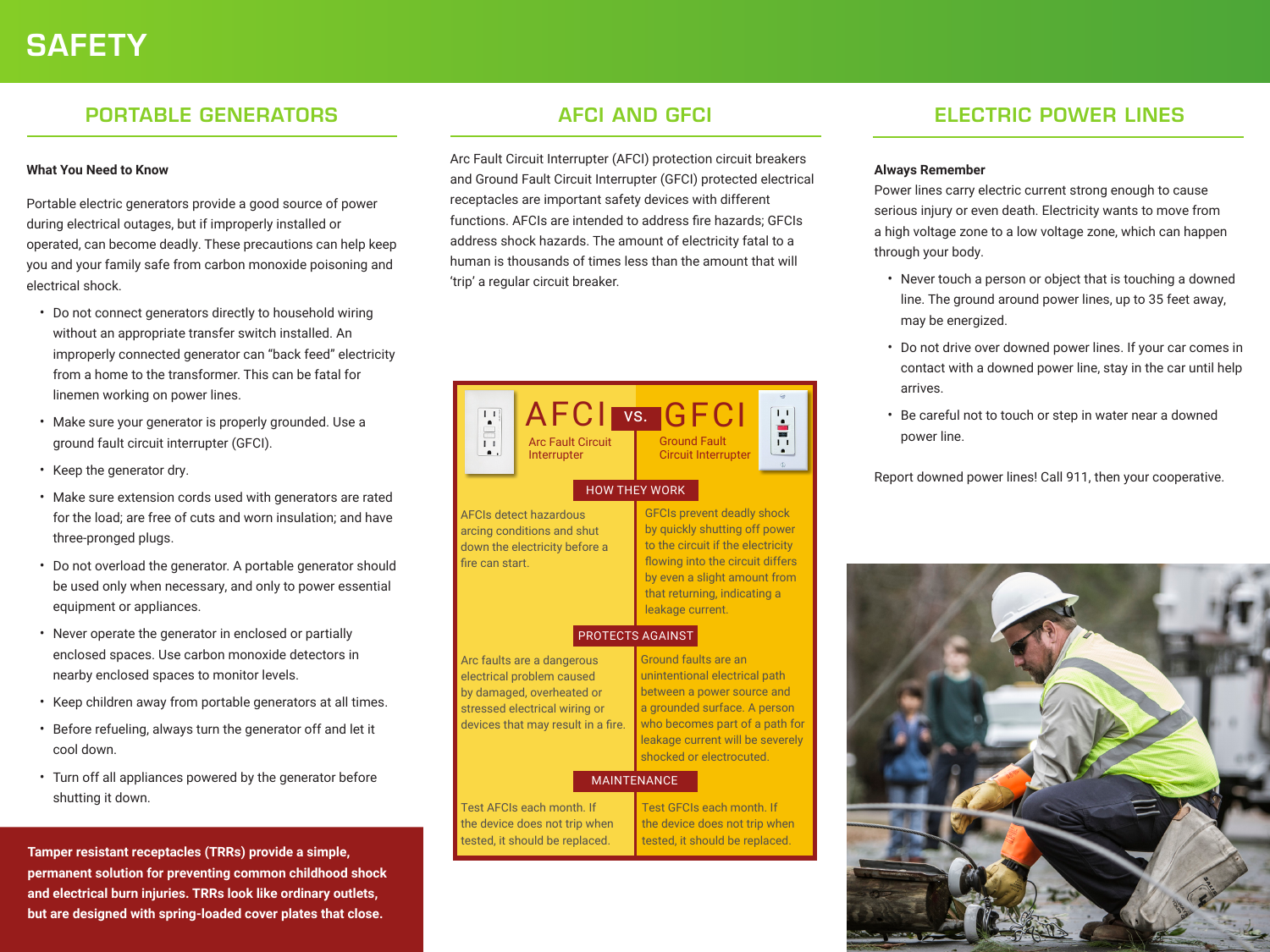# SAFETY

## PORTABLE GENERATORS

**What You Need to Know**

Portable electric generators provide a good source of power during electrical outages, but if improperly installed or operated, can become deadly. These precautions can help keep you and your family safe from carbon monoxide poisoning and electrical shock.

- Do not connect generators directly to household wiring without an appropriate transfer switch installed. An improperly connected generator can "back feed" electricity from a home to the transformer. This can be fatal for linemen working on power lines.
- Make sure your generator is properly grounded. Use a ground fault circuit interrupter (GFCI).
- Keep the generator dry.
- Make sure extension cords used with generators are rated for the load; are free of cuts and worn insulation; and have three-pronged plugs.
- Do not overload the generator. A portable generator should be used only when necessary, and only to power essential equipment or appliances.
- Never operate the generator in enclosed or partially enclosed spaces. Use carbon monoxide detectors in nearby enclosed spaces to monitor levels.
- Keep children away from portable generators at all times.
- Before refueling, always turn the generator off and let it cool down.
- Turn off all appliances powered by the generator before shutting it down.

**Tamper resistant receptacles (TRRs) provide a simple, permanent solution for preventing common childhood shock and electrical burn injuries. TRRs look like ordinary outlets, but are designed with spring-loaded cover plates that close.**

## AFCI AND GFCI

Arc Fault Circuit Interrupter (AFCI) protection circuit breakers and Ground Fault Circuit Interrupter (GFCI) protected electrical receptacles are important safety devices with different functions. AFCIs are intended to address fire hazards; GFCIs address shock hazards. The amount of electricity fatal to a human is thousands of times less than the amount that will 'trip' a regular circuit breaker.

| AFCI (Arc Fault Circuit Interrupter) | VS. GFCI (Ground Fault Circuit Interrupter) |
|---|---|
| **HOW THEY WORK** | |
| AFCIs detect hazardous arcing conditions and shut down the electricity before a fire can start. | GFCIs prevent deadly shock by quickly shutting off power to the circuit if the electricity flowing into the circuit differs by even a slight amount from that returning, indicating a leakage current. |
| **PROTECTS AGAINST** | |
| Arc faults are a dangerous electrical problem caused by damaged, overheated or stressed electrical wiring or devices that may result in a fire. | Ground faults are an unintentional electrical path between a power source and a grounded surface. A person who becomes part of a path for leakage current will be severely shocked or electrocuted. |
| **MAINTENANCE** | |
| Test AFCIs each month. If the device does not trip when tested, it should be replaced. | Test GFCIs each month. If the device does not trip when tested, it should be replaced. |

## ELECTRIC POWER LINES

**Always Remember**

Power lines carry electric current strong enough to cause serious injury or even death. Electricity wants to move from a high voltage zone to a low voltage zone, which can happen through your body.

- Never touch a person or object that is touching a downed line. The ground around power lines, up to 35 feet away, may be energized.
- Do not drive over downed power lines. If your car comes in contact with a downed power line, stay in the car until help arrives.
- Be careful not to touch or step in water near a downed power line.

Report downed power lines! Call 911, then your cooperative.